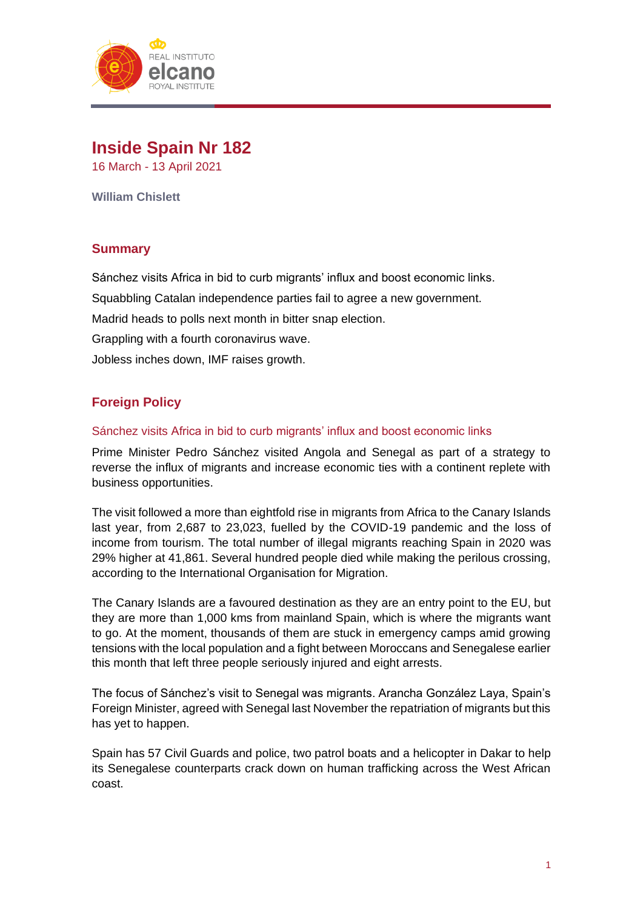# Inside Spain Nr 182

16 March - 13 April 2021

**William Chislett**

## Summary

Sánchez visits Africa in bid to curb migrants' influx and boost economic links.

Squabbling Catalan independence parties fail to agree a new government.

Madrid heads to polls next month in bitter snap election.

Grappling with a fourth coronavirus wave.

Jobless inches down, IMF raises growth.

## Foreign Policy

### Sánchez visits Africa in bid to curb migrants' influx and boost economic links

Prime Minister Pedro Sánchez visited Angola and Senegal as part of a strategy to reverse the influx of migrants and increase economic ties with a continent replete with business opportunities.

The visit followed a more than eightfold rise in migrants from Africa to the Canary Islands last year, from 2,687 to 23,023, fuelled by the COVID-19 pandemic and the loss of income from tourism. The total number of illegal migrants reaching Spain in 2020 was 29% higher at 41,861. Several hundred people died while making the perilous crossing, according to the International Organisation for Migration.

The Canary Islands are a favoured destination as they are an entry point to the EU, but they are more than 1,000 kms from mainland Spain, which is where the migrants want to go. At the moment, thousands of them are stuck in emergency camps amid growing tensions with the local population and a fight between Moroccans and Senegalese earlier this month that left three people seriously injured and eight arrests.

The focus of Sánchez's visit to Senegal was migrants. Arancha González Laya, Spain's Foreign Minister, agreed with Senegal last November the repatriation of migrants but this has yet to happen.

Spain has 57 Civil Guards and police, two patrol boats and a helicopter in Dakar to help its Senegalese counterparts crack down on human trafficking across the West African coast.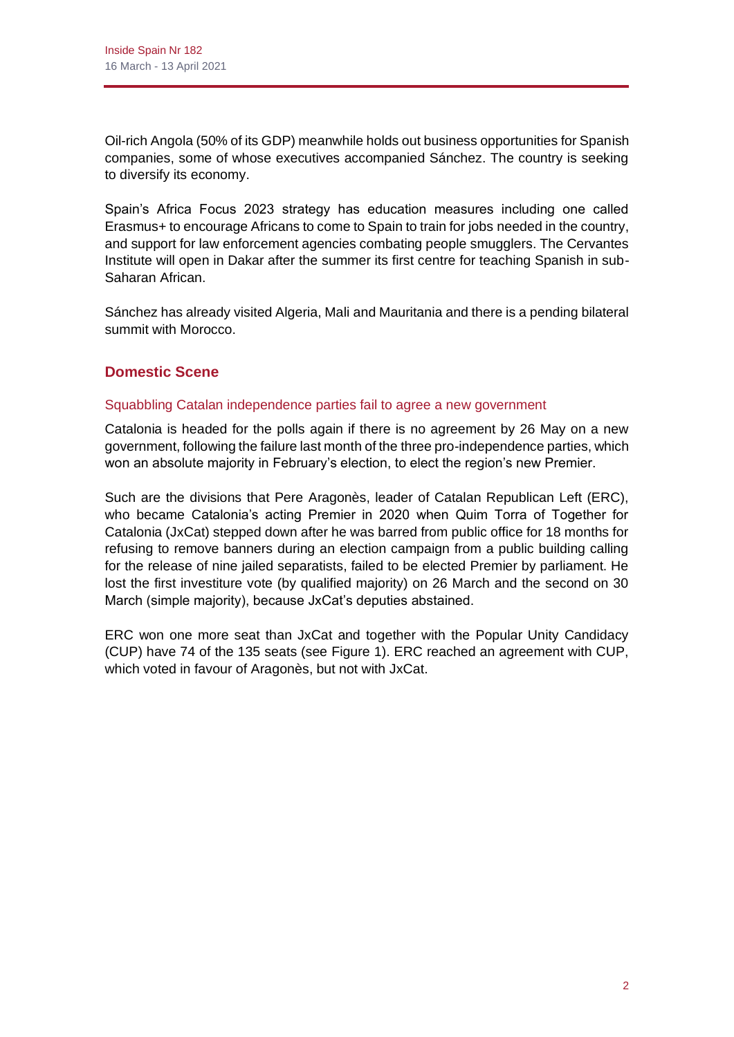Oil-rich Angola (50% of its GDP) meanwhile holds out business opportunities for Spanish companies, some of whose executives accompanied Sánchez. The country is seeking to diversify its economy.

Spain's Africa Focus 2023 strategy has education measures including one called Erasmus+ to encourage Africans to come to Spain to train for jobs needed in the country, and support for law enforcement agencies combating people smugglers. The Cervantes Institute will open in Dakar after the summer its first centre for teaching Spanish in sub-Saharan African.

Sánchez has already visited Algeria, Mali and Mauritania and there is a pending bilateral summit with Morocco.

## Domestic Scene

### Squabbling Catalan independence parties fail to agree a new government

Catalonia is headed for the polls again if there is no agreement by 26 May on a new government, following the failure last month of the three pro-independence parties, which won an absolute majority in February's election, to elect the region's new Premier.

Such are the divisions that Pere Aragonès, leader of Catalan Republican Left (ERC), who became Catalonia's acting Premier in 2020 when Quim Torra of Together for Catalonia (JxCat) stepped down after he was barred from public office for 18 months for refusing to remove banners during an election campaign from a public building calling for the release of nine jailed separatists, failed to be elected Premier by parliament. He lost the first investiture vote (by qualified majority) on 26 March and the second on 30 March (simple majority), because JxCat's deputies abstained.

ERC won one more seat than JxCat and together with the Popular Unity Candidacy (CUP) have 74 of the 135 seats (see Figure 1). ERC reached an agreement with CUP, which voted in favour of Aragonès, but not with JxCat.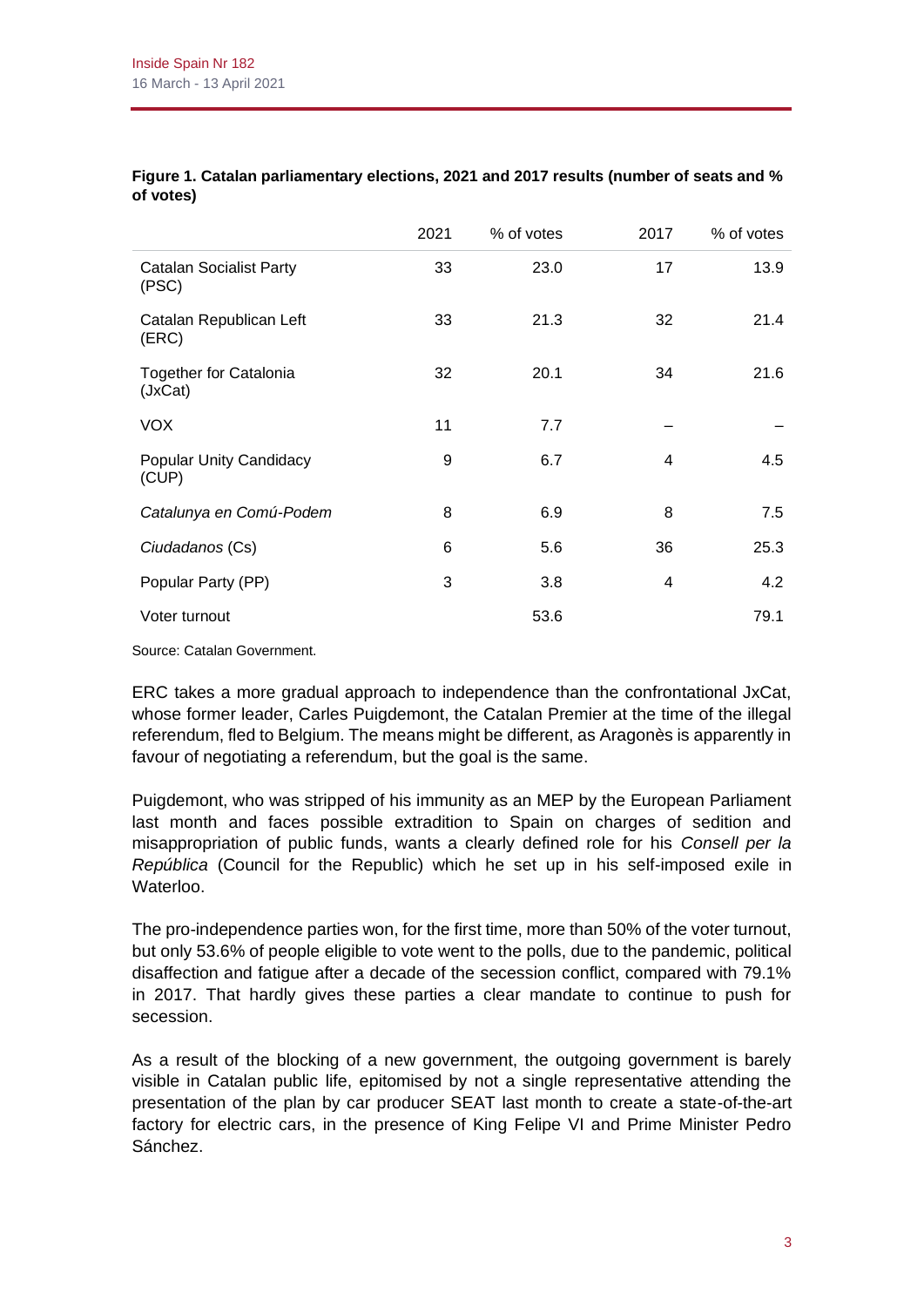**Figure 1. Catalan parliamentary elections, 2021 and 2017 results (number of seats and % of votes)**

| | 2021 | % of votes | 2017 | % of votes |
|---|---|---|---|---|
| Catalan Socialist Party (PSC) | 33 | 23.0 | 17 | 13.9 |
| Catalan Republican Left (ERC) | 33 | 21.3 | 32 | 21.4 |
| Together for Catalonia (JxCat) | 32 | 20.1 | 34 | 21.6 |
| VOX | 11 | 7.7 | – | – |
| Popular Unity Candidacy (CUP) | 9 | 6.7 | 4 | 4.5 |
| *Catalunya en Comú-Podem* | 8 | 6.9 | 8 | 7.5 |
| *Ciudadanos* (Cs) | 6 | 5.6 | 36 | 25.3 |
| Popular Party (PP) | 3 | 3.8 | 4 | 4.2 |
| Voter turnout | | 53.6 | | 79.1 |

Source: Catalan Government.

ERC takes a more gradual approach to independence than the confrontational JxCat, whose former leader, Carles Puigdemont, the Catalan Premier at the time of the illegal referendum, fled to Belgium. The means might be different, as Aragonès is apparently in favour of negotiating a referendum, but the goal is the same.

Puigdemont, who was stripped of his immunity as an MEP by the European Parliament last month and faces possible extradition to Spain on charges of sedition and misappropriation of public funds, wants a clearly defined role for his *Consell per la República* (Council for the Republic) which he set up in his self-imposed exile in Waterloo.

The pro-independence parties won, for the first time, more than 50% of the voter turnout, but only 53.6% of people eligible to vote went to the polls, due to the pandemic, political disaffection and fatigue after a decade of the secession conflict, compared with 79.1% in 2017. That hardly gives these parties a clear mandate to continue to push for secession.

As a result of the blocking of a new government, the outgoing government is barely visible in Catalan public life, epitomised by not a single representative attending the presentation of the plan by car producer SEAT last month to create a state-of-the-art factory for electric cars, in the presence of King Felipe VI and Prime Minister Pedro Sánchez.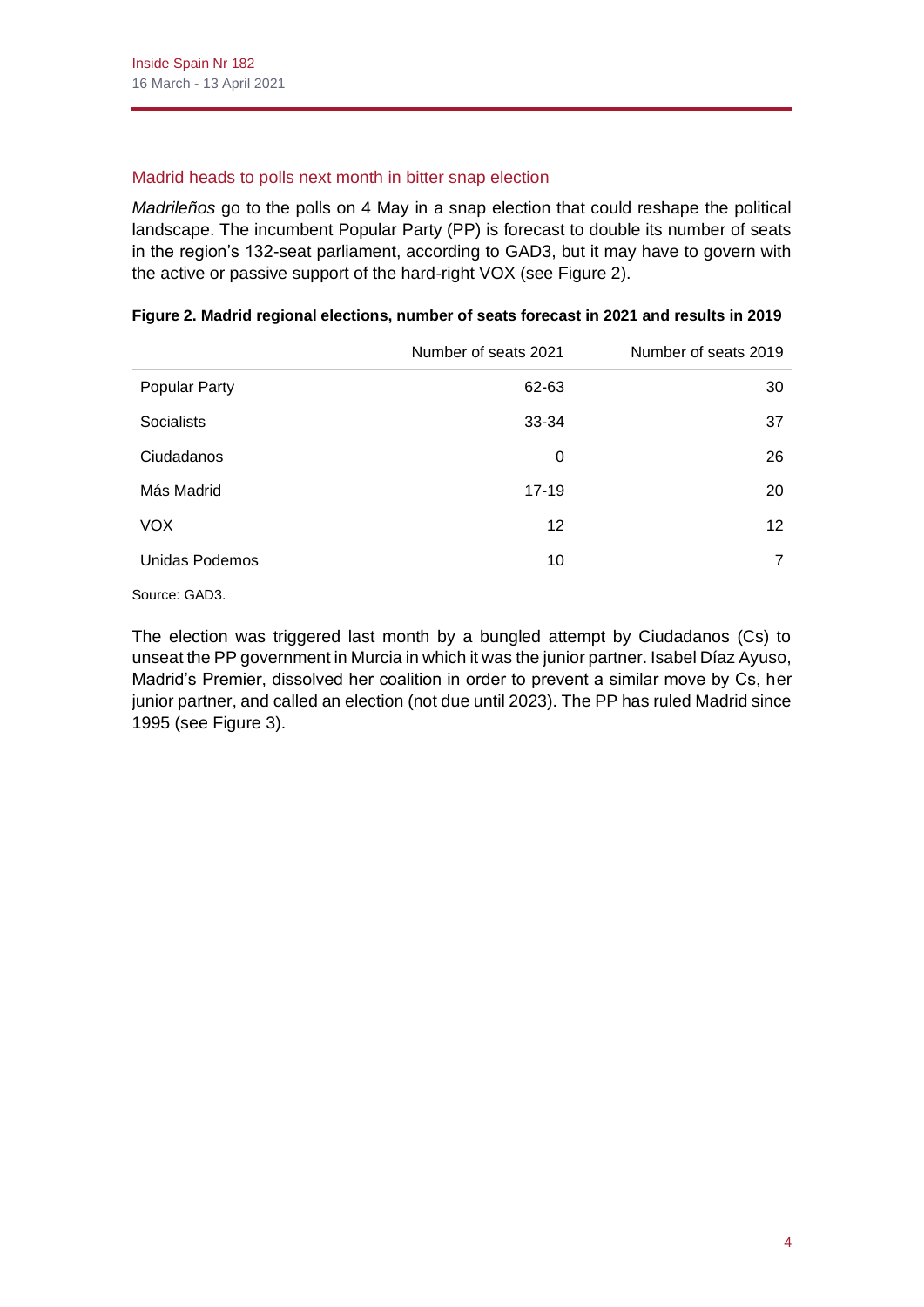## Madrid heads to polls next month in bitter snap election

*Madrileños* go to the polls on 4 May in a snap election that could reshape the political landscape. The incumbent Popular Party (PP) is forecast to double its number of seats in the region's 132-seat parliament, according to GAD3, but it may have to govern with the active or passive support of the hard-right VOX (see Figure 2).

**Figure 2. Madrid regional elections, number of seats forecast in 2021 and results in 2019**

| | Number of seats 2021 | Number of seats 2019 |
|---|---|---|
| Popular Party | 62-63 | 30 |
| Socialists | 33-34 | 37 |
| Ciudadanos | 0 | 26 |
| Más Madrid | 17-19 | 20 |
| VOX | 12 | 12 |
| Unidas Podemos | 10 | 7 |

Source: GAD3.

The election was triggered last month by a bungled attempt by Ciudadanos (Cs) to unseat the PP government in Murcia in which it was the junior partner. Isabel Díaz Ayuso, Madrid's Premier, dissolved her coalition in order to prevent a similar move by Cs, her junior partner, and called an election (not due until 2023). The PP has ruled Madrid since 1995 (see Figure 3).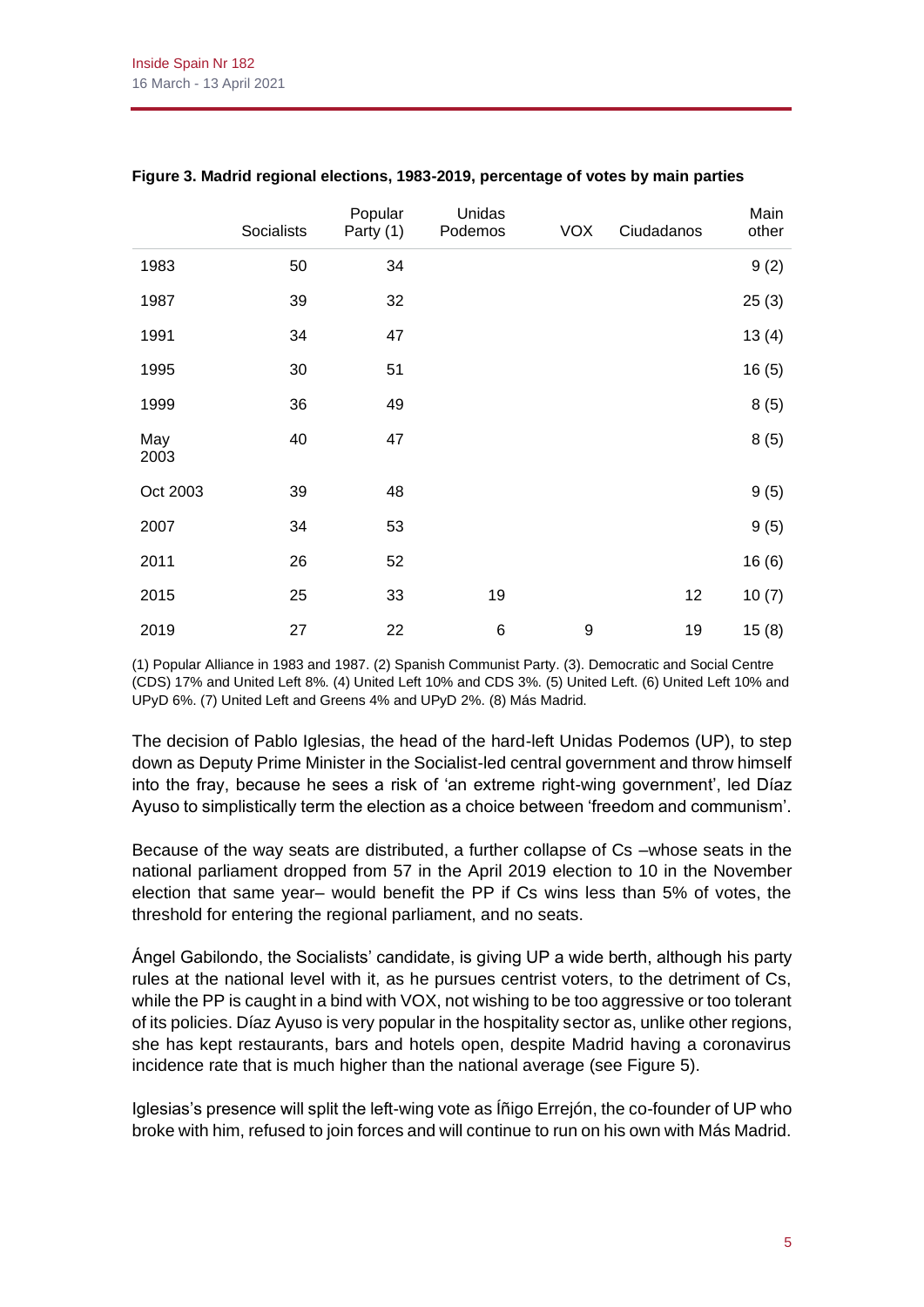**Figure 3. Madrid regional elections, 1983-2019, percentage of votes by main parties**

| | Socialists | Popular Party (1) | Unidas Podemos | VOX | Ciudadanos | Main other |
|---|---|---|---|---|---|---|
| 1983 | 50 | 34 | | | | 9 (2) |
| 1987 | 39 | 32 | | | | 25 (3) |
| 1991 | 34 | 47 | | | | 13 (4) |
| 1995 | 30 | 51 | | | | 16 (5) |
| 1999 | 36 | 49 | | | | 8 (5) |
| May 2003 | 40 | 47 | | | | 8 (5) |
| Oct 2003 | 39 | 48 | | | | 9 (5) |
| 2007 | 34 | 53 | | | | 9 (5) |
| 2011 | 26 | 52 | | | | 16 (6) |
| 2015 | 25 | 33 | 19 | | 12 | 10 (7) |
| 2019 | 27 | 22 | 6 | 9 | 19 | 15 (8) |

(1) Popular Alliance in 1983 and 1987. (2) Spanish Communist Party. (3). Democratic and Social Centre (CDS) 17% and United Left 8%. (4) United Left 10% and CDS 3%. (5) United Left. (6) United Left 10% and UPyD 6%. (7) United Left and Greens 4% and UPyD 2%. (8) Más Madrid.

The decision of Pablo Iglesias, the head of the hard-left Unidas Podemos (UP), to step down as Deputy Prime Minister in the Socialist-led central government and throw himself into the fray, because he sees a risk of 'an extreme right-wing government', led Díaz Ayuso to simplistically term the election as a choice between 'freedom and communism'.

Because of the way seats are distributed, a further collapse of Cs –whose seats in the national parliament dropped from 57 in the April 2019 election to 10 in the November election that same year– would benefit the PP if Cs wins less than 5% of votes, the threshold for entering the regional parliament, and no seats.

Ángel Gabilondo, the Socialists' candidate, is giving UP a wide berth, although his party rules at the national level with it, as he pursues centrist voters, to the detriment of Cs, while the PP is caught in a bind with VOX, not wishing to be too aggressive or too tolerant of its policies. Díaz Ayuso is very popular in the hospitality sector as, unlike other regions, she has kept restaurants, bars and hotels open, despite Madrid having a coronavirus incidence rate that is much higher than the national average (see Figure 5).

Iglesias's presence will split the left-wing vote as Íñigo Errejón, the co-founder of UP who broke with him, refused to join forces and will continue to run on his own with Más Madrid.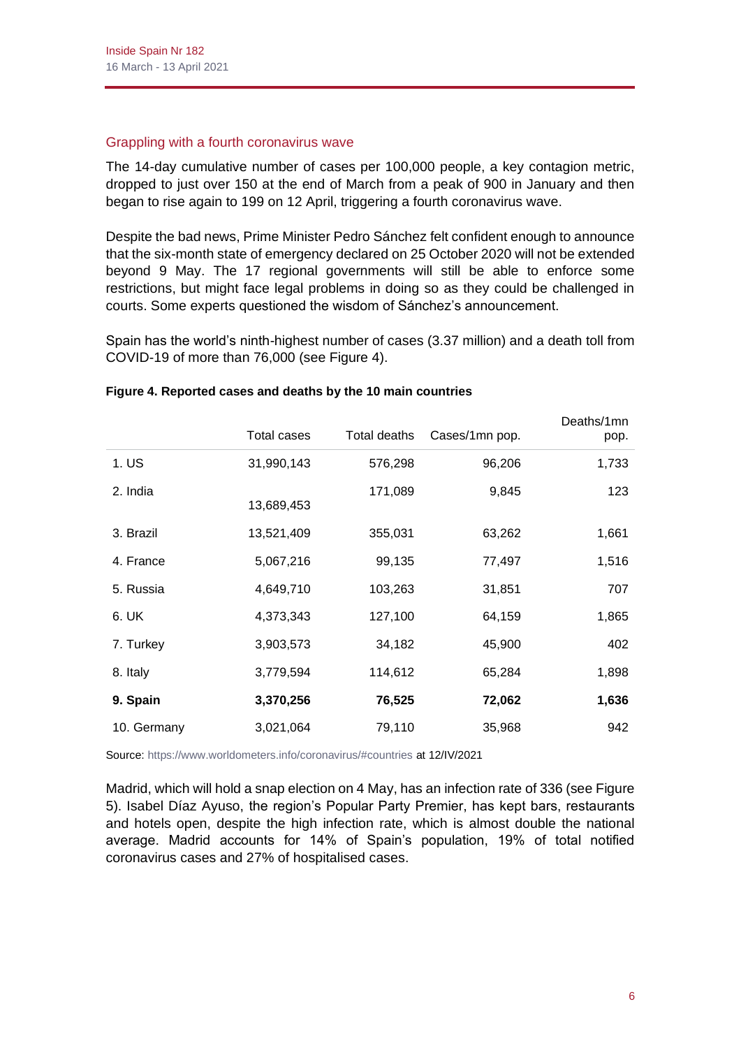## Grappling with a fourth coronavirus wave

The 14-day cumulative number of cases per 100,000 people, a key contagion metric, dropped to just over 150 at the end of March from a peak of 900 in January and then began to rise again to 199 on 12 April, triggering a fourth coronavirus wave.

Despite the bad news, Prime Minister Pedro Sánchez felt confident enough to announce that the six-month state of emergency declared on 25 October 2020 will not be extended beyond 9 May. The 17 regional governments will still be able to enforce some restrictions, but might face legal problems in doing so as they could be challenged in courts. Some experts questioned the wisdom of Sánchez's announcement.

Spain has the world's ninth-highest number of cases (3.37 million) and a death toll from COVID-19 of more than 76,000 (see Figure 4).

**Figure 4. Reported cases and deaths by the 10 main countries**

| | Total cases | Total deaths | Cases/1mn pop. | Deaths/1mn pop. |
|---|---|---|---|---|
| 1. US | 31,990,143 | 576,298 | 96,206 | 1,733 |
| 2. India | 13,689,453 | 171,089 | 9,845 | 123 |
| 3. Brazil | 13,521,409 | 355,031 | 63,262 | 1,661 |
| 4. France | 5,067,216 | 99,135 | 77,497 | 1,516 |
| 5. Russia | 4,649,710 | 103,263 | 31,851 | 707 |
| 6. UK | 4,373,343 | 127,100 | 64,159 | 1,865 |
| 7. Turkey | 3,903,573 | 34,182 | 45,900 | 402 |
| 8. Italy | 3,779,594 | 114,612 | 65,284 | 1,898 |
| **9. Spain** | **3,370,256** | **76,525** | **72,062** | **1,636** |
| 10. Germany | 3,021,064 | 79,110 | 35,968 | 942 |

Source: https://www.worldometers.info/coronavirus/#countries at 12/IV/2021

Madrid, which will hold a snap election on 4 May, has an infection rate of 336 (see Figure 5). Isabel Díaz Ayuso, the region's Popular Party Premier, has kept bars, restaurants and hotels open, despite the high infection rate, which is almost double the national average. Madrid accounts for 14% of Spain's population, 19% of total notified coronavirus cases and 27% of hospitalised cases.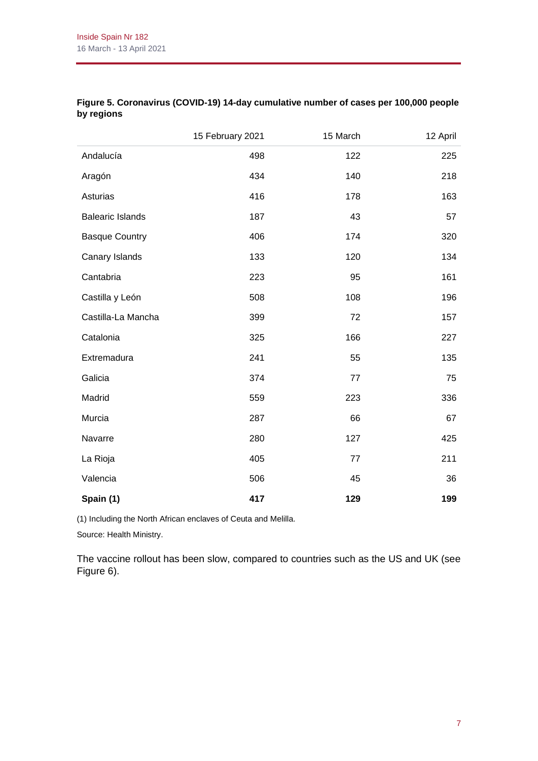**Figure 5. Coronavirus (COVID-19) 14-day cumulative number of cases per 100,000 people by regions**

| | 15 February 2021 | 15 March | 12 April |
|---|---|---|---|
| Andalucía | 498 | 122 | 225 |
| Aragón | 434 | 140 | 218 |
| Asturias | 416 | 178 | 163 |
| Balearic Islands | 187 | 43 | 57 |
| Basque Country | 406 | 174 | 320 |
| Canary Islands | 133 | 120 | 134 |
| Cantabria | 223 | 95 | 161 |
| Castilla y León | 508 | 108 | 196 |
| Castilla-La Mancha | 399 | 72 | 157 |
| Catalonia | 325 | 166 | 227 |
| Extremadura | 241 | 55 | 135 |
| Galicia | 374 | 77 | 75 |
| Madrid | 559 | 223 | 336 |
| Murcia | 287 | 66 | 67 |
| Navarre | 280 | 127 | 425 |
| La Rioja | 405 | 77 | 211 |
| Valencia | 506 | 45 | 36 |
| **Spain (1)** | **417** | **129** | **199** |

(1) Including the North African enclaves of Ceuta and Melilla.

Source: Health Ministry.

The vaccine rollout has been slow, compared to countries such as the US and UK (see Figure 6).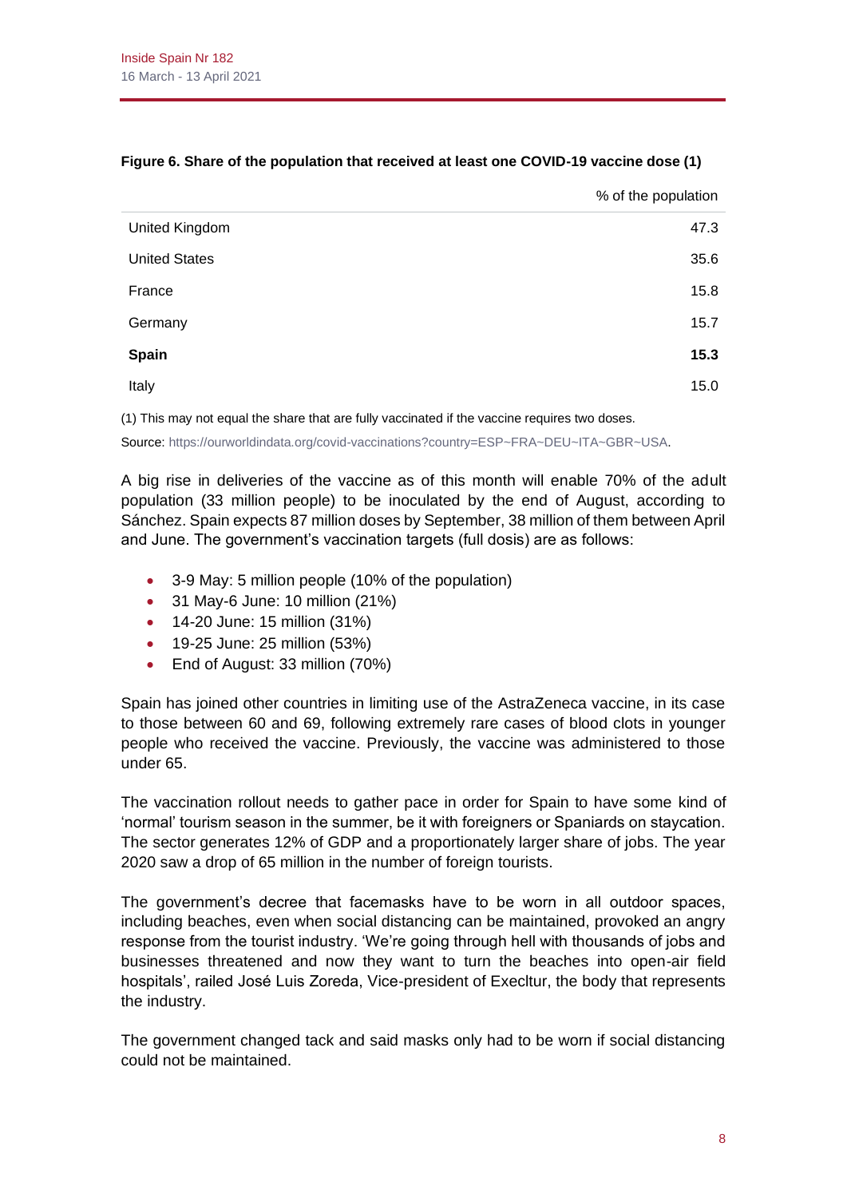**Figure 6. Share of the population that received at least one COVID-19 vaccine dose (1)**

| | % of the population |
|---|---|
| United Kingdom | 47.3 |
| United States | 35.6 |
| France | 15.8 |
| Germany | 15.7 |
| **Spain** | **15.3** |
| Italy | 15.0 |

(1) This may not equal the share that are fully vaccinated if the vaccine requires two doses.

Source: https://ourworldindata.org/covid-vaccinations?country=ESP~FRA~DEU~ITA~GBR~USA.

A big rise in deliveries of the vaccine as of this month will enable 70% of the adult population (33 million people) to be inoculated by the end of August, according to Sánchez. Spain expects 87 million doses by September, 38 million of them between April and June. The government's vaccination targets (full dosis) are as follows:

- 3-9 May: 5 million people (10% of the population)
- 31 May-6 June: 10 million (21%)
- 14-20 June: 15 million (31%)
- 19-25 June: 25 million (53%)
- End of August: 33 million (70%)

Spain has joined other countries in limiting use of the AstraZeneca vaccine, in its case to those between 60 and 69, following extremely rare cases of blood clots in younger people who received the vaccine. Previously, the vaccine was administered to those under 65.

The vaccination rollout needs to gather pace in order for Spain to have some kind of 'normal' tourism season in the summer, be it with foreigners or Spaniards on staycation. The sector generates 12% of GDP and a proportionately larger share of jobs. The year 2020 saw a drop of 65 million in the number of foreign tourists.

The government's decree that facemasks have to be worn in all outdoor spaces, including beaches, even when social distancing can be maintained, provoked an angry response from the tourist industry. 'We're going through hell with thousands of jobs and businesses threatened and now they want to turn the beaches into open-air field hospitals', railed José Luis Zoreda, Vice-president of Execltur, the body that represents the industry.

The government changed tack and said masks only had to be worn if social distancing could not be maintained.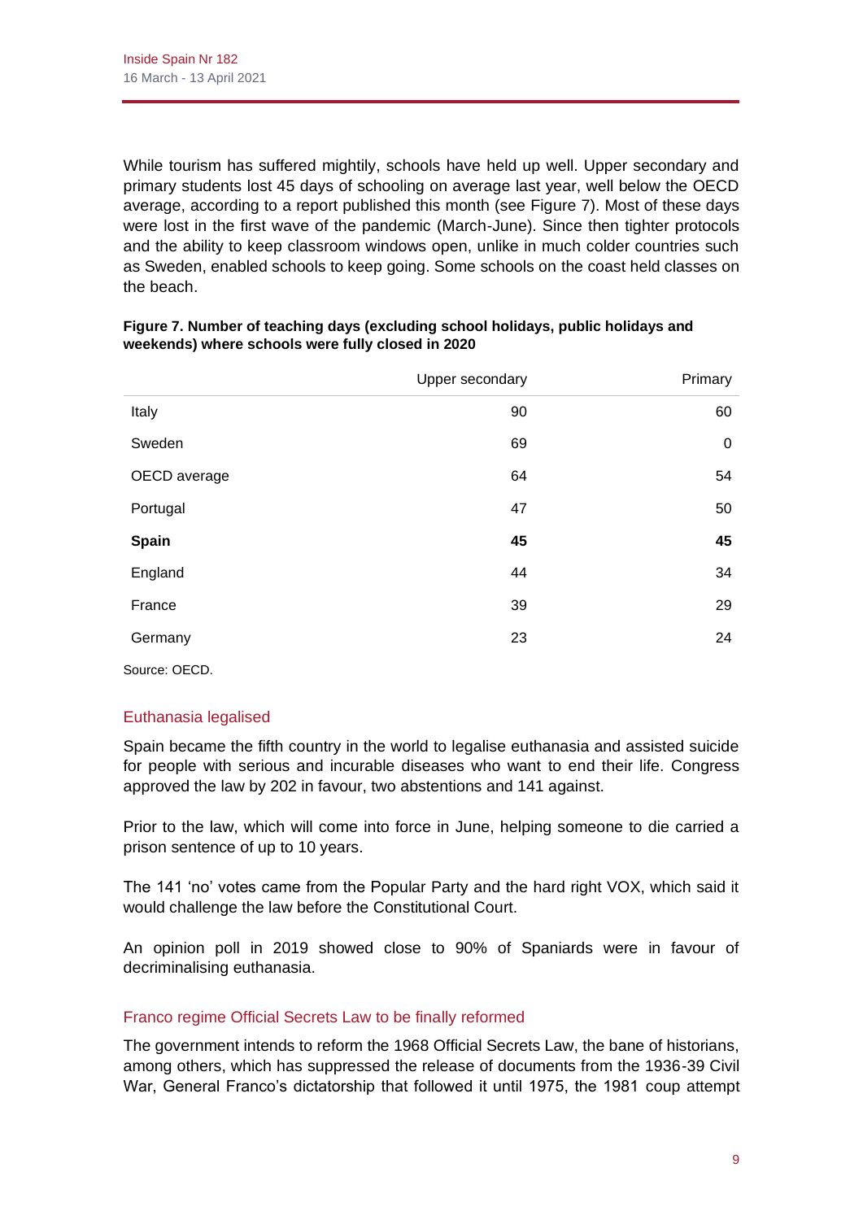While tourism has suffered mightily, schools have held up well. Upper secondary and primary students lost 45 days of schooling on average last year, well below the OECD average, according to a report published this month (see Figure 7). Most of these days were lost in the first wave of the pandemic (March-June). Since then tighter protocols and the ability to keep classroom windows open, unlike in much colder countries such as Sweden, enabled schools to keep going. Some schools on the coast held classes on the beach.

**Figure 7. Number of teaching days (excluding school holidays, public holidays and weekends) where schools were fully closed in 2020**

| | Upper secondary | Primary |
|---|---|---|
| Italy | 90 | 60 |
| Sweden | 69 | 0 |
| OECD average | 64 | 54 |
| Portugal | 47 | 50 |
| **Spain** | **45** | **45** |
| England | 44 | 34 |
| France | 39 | 29 |
| Germany | 23 | 24 |

Source: OECD.

## Euthanasia legalised

Spain became the fifth country in the world to legalise euthanasia and assisted suicide for people with serious and incurable diseases who want to end their life. Congress approved the law by 202 in favour, two abstentions and 141 against.

Prior to the law, which will come into force in June, helping someone to die carried a prison sentence of up to 10 years.

The 141 'no' votes came from the Popular Party and the hard right VOX, which said it would challenge the law before the Constitutional Court.

An opinion poll in 2019 showed close to 90% of Spaniards were in favour of decriminalising euthanasia.

## Franco regime Official Secrets Law to be finally reformed

The government intends to reform the 1968 Official Secrets Law, the bane of historians, among others, which has suppressed the release of documents from the 1936-39 Civil War, General Franco's dictatorship that followed it until 1975, the 1981 coup attempt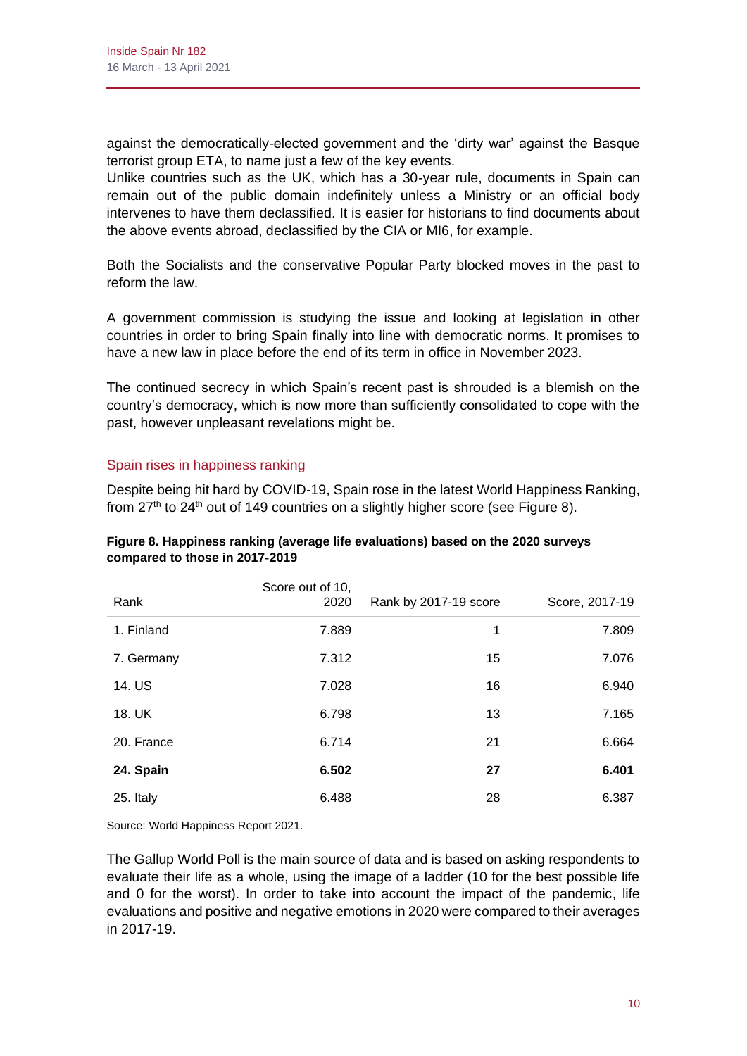against the democratically-elected government and the 'dirty war' against the Basque terrorist group ETA, to name just a few of the key events.
Unlike countries such as the UK, which has a 30-year rule, documents in Spain can remain out of the public domain indefinitely unless a Ministry or an official body intervenes to have them declassified. It is easier for historians to find documents about the above events abroad, declassified by the CIA or MI6, for example.

Both the Socialists and the conservative Popular Party blocked moves in the past to reform the law.

A government commission is studying the issue and looking at legislation in other countries in order to bring Spain finally into line with democratic norms. It promises to have a new law in place before the end of its term in office in November 2023.

The continued secrecy in which Spain's recent past is shrouded is a blemish on the country's democracy, which is now more than sufficiently consolidated to cope with the past, however unpleasant revelations might be.

## Spain rises in happiness ranking

Despite being hit hard by COVID-19, Spain rose in the latest World Happiness Ranking, from 27th to 24th out of 149 countries on a slightly higher score (see Figure 8).

**Figure 8. Happiness ranking (average life evaluations) based on the 2020 surveys compared to those in 2017-2019**

| Rank | Score out of 10, 2020 | Rank by 2017-19 score | Score, 2017-19 |
|---|---|---|---|
| 1. Finland | 7.889 | 1 | 7.809 |
| 7. Germany | 7.312 | 15 | 7.076 |
| 14. US | 7.028 | 16 | 6.940 |
| 18. UK | 6.798 | 13 | 7.165 |
| 20. France | 6.714 | 21 | 6.664 |
| **24. Spain** | **6.502** | **27** | **6.401** |
| 25. Italy | 6.488 | 28 | 6.387 |

Source: World Happiness Report 2021.

The Gallup World Poll is the main source of data and is based on asking respondents to evaluate their life as a whole, using the image of a ladder (10 for the best possible life and 0 for the worst). In order to take into account the impact of the pandemic, life evaluations and positive and negative emotions in 2020 were compared to their averages in 2017-19.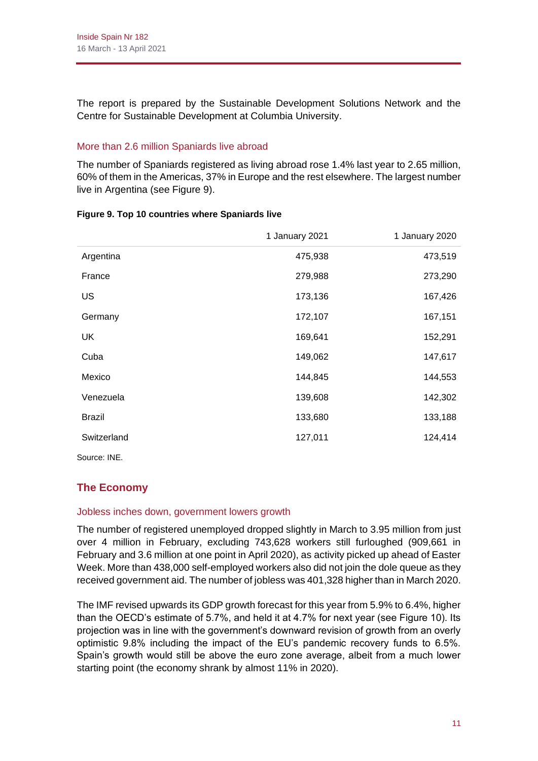The report is prepared by the Sustainable Development Solutions Network and the Centre for Sustainable Development at Columbia University.

### More than 2.6 million Spaniards live abroad

The number of Spaniards registered as living abroad rose 1.4% last year to 2.65 million, 60% of them in the Americas, 37% in Europe and the rest elsewhere. The largest number live in Argentina (see Figure 9).

**Figure 9. Top 10 countries where Spaniards live**

| | 1 January 2021 | 1 January 2020 |
|---|---|---|
| Argentina | 475,938 | 473,519 |
| France | 279,988 | 273,290 |
| US | 173,136 | 167,426 |
| Germany | 172,107 | 167,151 |
| UK | 169,641 | 152,291 |
| Cuba | 149,062 | 147,617 |
| Mexico | 144,845 | 144,553 |
| Venezuela | 139,608 | 142,302 |
| Brazil | 133,680 | 133,188 |
| Switzerland | 127,011 | 124,414 |

Source: INE.

## The Economy

### Jobless inches down, government lowers growth

The number of registered unemployed dropped slightly in March to 3.95 million from just over 4 million in February, excluding 743,628 workers still furloughed (909,661 in February and 3.6 million at one point in April 2020), as activity picked up ahead of Easter Week. More than 438,000 self-employed workers also did not join the dole queue as they received government aid. The number of jobless was 401,328 higher than in March 2020.

The IMF revised upwards its GDP growth forecast for this year from 5.9% to 6.4%, higher than the OECD's estimate of 5.7%, and held it at 4.7% for next year (see Figure 10). Its projection was in line with the government's downward revision of growth from an overly optimistic 9.8% including the impact of the EU's pandemic recovery funds to 6.5%. Spain's growth would still be above the euro zone average, albeit from a much lower starting point (the economy shrank by almost 11% in 2020).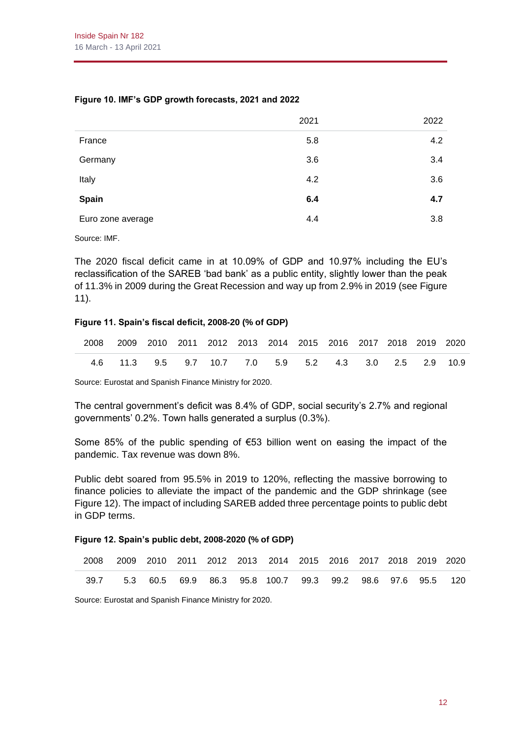**Figure 10. IMF's GDP growth forecasts, 2021 and 2022**

| | 2021 | 2022 |
|---|---|---|
| France | 5.8 | 4.2 |
| Germany | 3.6 | 3.4 |
| Italy | 4.2 | 3.6 |
| **Spain** | **6.4** | **4.7** |
| Euro zone average | 4.4 | 3.8 |

Source: IMF.

The 2020 fiscal deficit came in at 10.09% of GDP and 10.97% including the EU's reclassification of the SAREB 'bad bank' as a public entity, slightly lower than the peak of 11.3% in 2009 during the Great Recession and way up from 2.9% in 2019 (see Figure 11).

**Figure 11. Spain's fiscal deficit, 2008-20 (% of GDP)**

| 2008 | 2009 | 2010 | 2011 | 2012 | 2013 | 2014 | 2015 | 2016 | 2017 | 2018 | 2019 | 2020 |
|---|---|---|---|---|---|---|---|---|---|---|---|---|
| 4.6 | 11.3 | 9.5 | 9.7 | 10.7 | 7.0 | 5.9 | 5.2 | 4.3 | 3.0 | 2.5 | 2.9 | 10.9 |

Source: Eurostat and Spanish Finance Ministry for 2020.

The central government's deficit was 8.4% of GDP, social security's 2.7% and regional governments' 0.2%. Town halls generated a surplus (0.3%).

Some 85% of the public spending of €53 billion went on easing the impact of the pandemic. Tax revenue was down 8%.

Public debt soared from 95.5% in 2019 to 120%, reflecting the massive borrowing to finance policies to alleviate the impact of the pandemic and the GDP shrinkage (see Figure 12). The impact of including SAREB added three percentage points to public debt in GDP terms.

**Figure 12. Spain's public debt, 2008-2020 (% of GDP)**

| 2008 | 2009 | 2010 | 2011 | 2012 | 2013 | 2014 | 2015 | 2016 | 2017 | 2018 | 2019 | 2020 |
|---|---|---|---|---|---|---|---|---|---|---|---|---|
| 39.7 | 5.3 | 60.5 | 69.9 | 86.3 | 95.8 | 100.7 | 99.3 | 99.2 | 98.6 | 97.6 | 95.5 | 120 |

Source: Eurostat and Spanish Finance Ministry for 2020.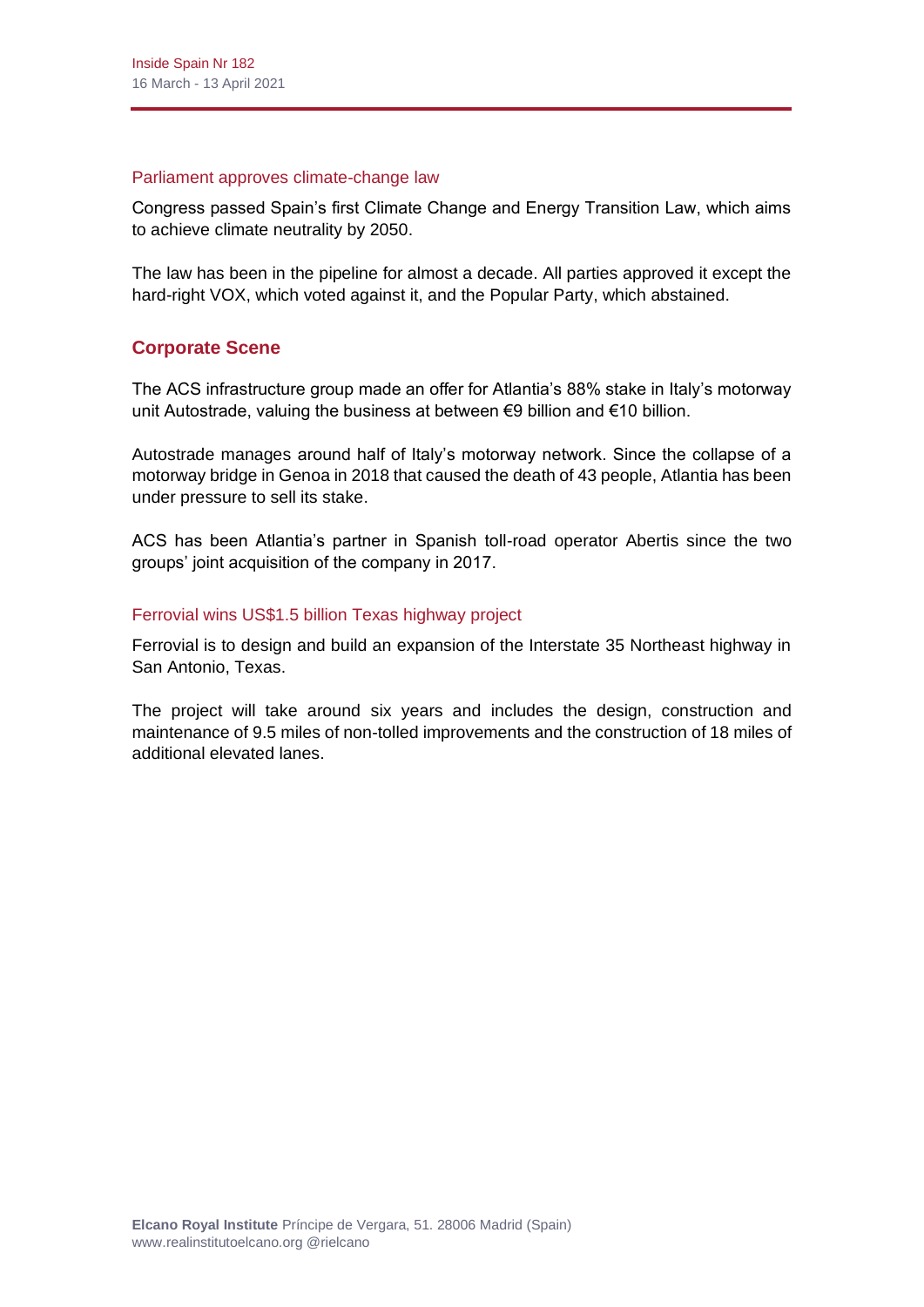### Parliament approves climate-change law

Congress passed Spain's first Climate Change and Energy Transition Law, which aims to achieve climate neutrality by 2050.

The law has been in the pipeline for almost a decade. All parties approved it except the hard-right VOX, which voted against it, and the Popular Party, which abstained.

## Corporate Scene

The ACS infrastructure group made an offer for Atlantia's 88% stake in Italy's motorway unit Autostrade, valuing the business at between €9 billion and €10 billion.

Autostrade manages around half of Italy's motorway network. Since the collapse of a motorway bridge in Genoa in 2018 that caused the death of 43 people, Atlantia has been under pressure to sell its stake.

ACS has been Atlantia's partner in Spanish toll-road operator Abertis since the two groups' joint acquisition of the company in 2017.

### Ferrovial wins US$1.5 billion Texas highway project

Ferrovial is to design and build an expansion of the Interstate 35 Northeast highway in San Antonio, Texas.

The project will take around six years and includes the design, construction and maintenance of 9.5 miles of non-tolled improvements and the construction of 18 miles of additional elevated lanes.